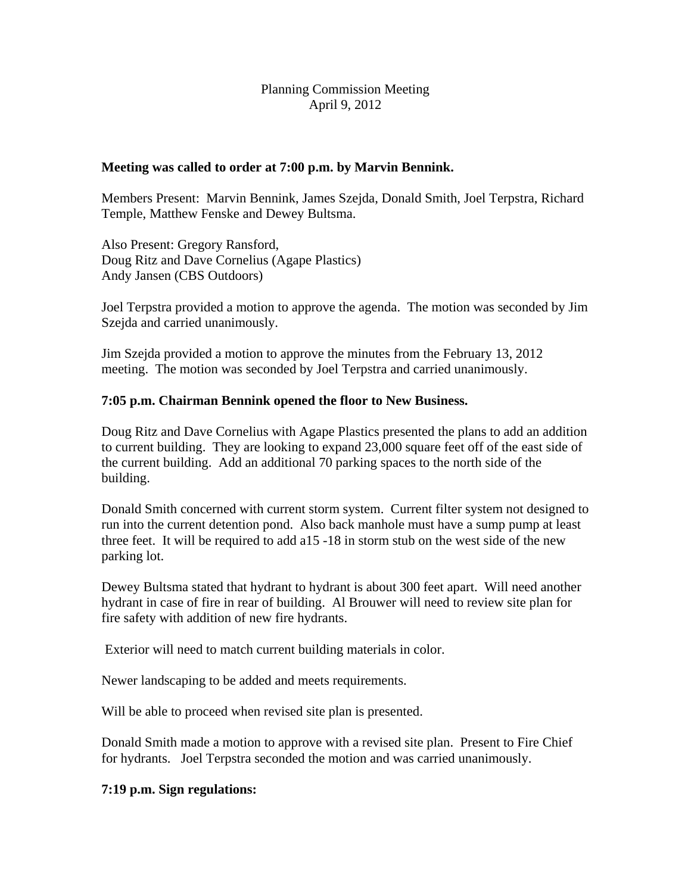Planning Commission Meeting
April 9, 2012

**Meeting was called to order at 7:00 p.m. by Marvin Bennink.**

Members Present: Marvin Bennink, James Szejda, Donald Smith, Joel Terpstra, Richard Temple, Matthew Fenske and Dewey Bultsma.

Also Present: Gregory Ransford,
Doug Ritz and Dave Cornelius (Agape Plastics)
Andy Jansen (CBS Outdoors)

Joel Terpstra provided a motion to approve the agenda. The motion was seconded by Jim Szejda and carried unanimously.

Jim Szejda provided a motion to approve the minutes from the February 13, 2012 meeting. The motion was seconded by Joel Terpstra and carried unanimously.

**7:05 p.m. Chairman Bennink opened the floor to New Business.**

Doug Ritz and Dave Cornelius with Agape Plastics presented the plans to add an addition to current building. They are looking to expand 23,000 square feet off of the east side of the current building. Add an additional 70 parking spaces to the north side of the building.

Donald Smith concerned with current storm system. Current filter system not designed to run into the current detention pond. Also back manhole must have a sump pump at least three feet. It will be required to add a15 -18 in storm stub on the west side of the new parking lot.

Dewey Bultsma stated that hydrant to hydrant is about 300 feet apart. Will need another hydrant in case of fire in rear of building. Al Brouwer will need to review site plan for fire safety with addition of new fire hydrants.

Exterior will need to match current building materials in color.

Newer landscaping to be added and meets requirements.

Will be able to proceed when revised site plan is presented.

Donald Smith made a motion to approve with a revised site plan. Present to Fire Chief for hydrants. Joel Terpstra seconded the motion and was carried unanimously.

**7:19 p.m. Sign regulations:**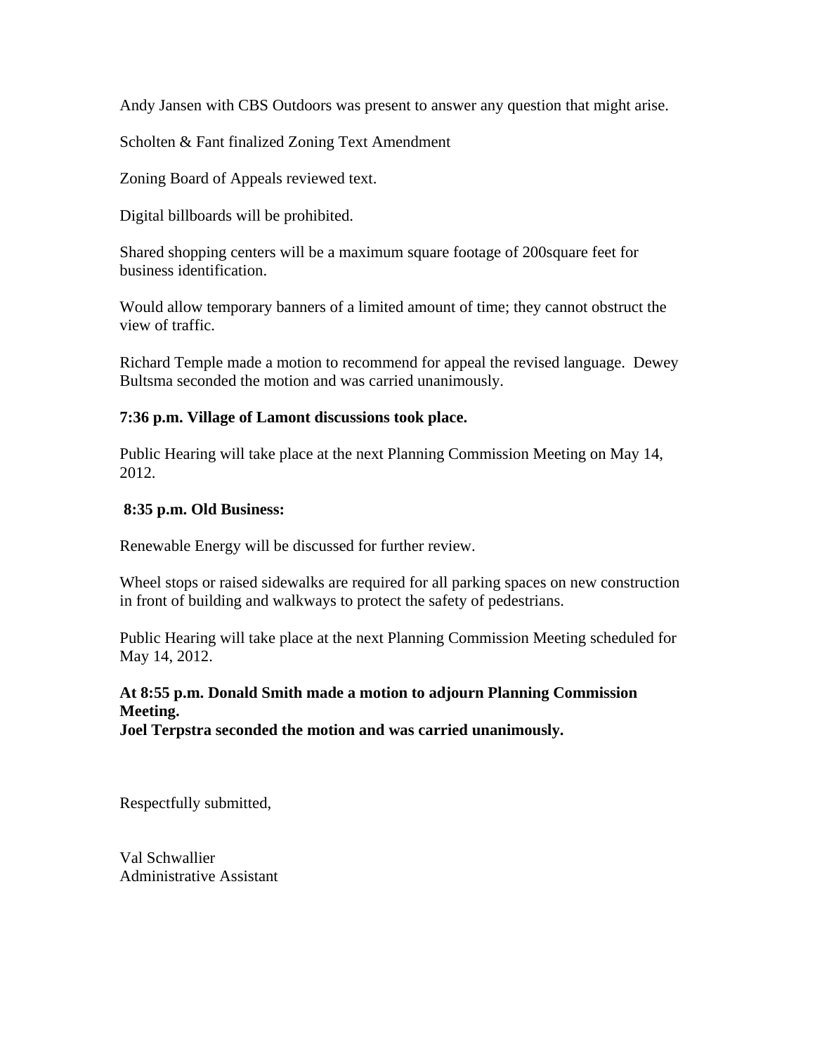Andy Jansen with CBS Outdoors was present to answer any question that might arise.

Scholten & Fant finalized Zoning Text Amendment

Zoning Board of Appeals reviewed text.

Digital billboards will be prohibited.

Shared shopping centers will be a maximum square footage of 200square feet for business identification.

Would allow temporary banners of a limited amount of time; they cannot obstruct the view of traffic.

Richard Temple made a motion to recommend for appeal the revised language. Dewey Bultsma seconded the motion and was carried unanimously.

**7:36 p.m. Village of Lamont discussions took place.**

Public Hearing will take place at the next Planning Commission Meeting on May 14, 2012.

**8:35 p.m. Old Business:**

Renewable Energy will be discussed for further review.

Wheel stops or raised sidewalks are required for all parking spaces on new construction in front of building and walkways to protect the safety of pedestrians.

Public Hearing will take place at the next Planning Commission Meeting scheduled for May 14, 2012.

**At 8:55 p.m. Donald Smith made a motion to adjourn Planning Commission Meeting.**
**Joel Terpstra seconded the motion and was carried unanimously.**

Respectfully submitted,

Val Schwallier
Administrative Assistant